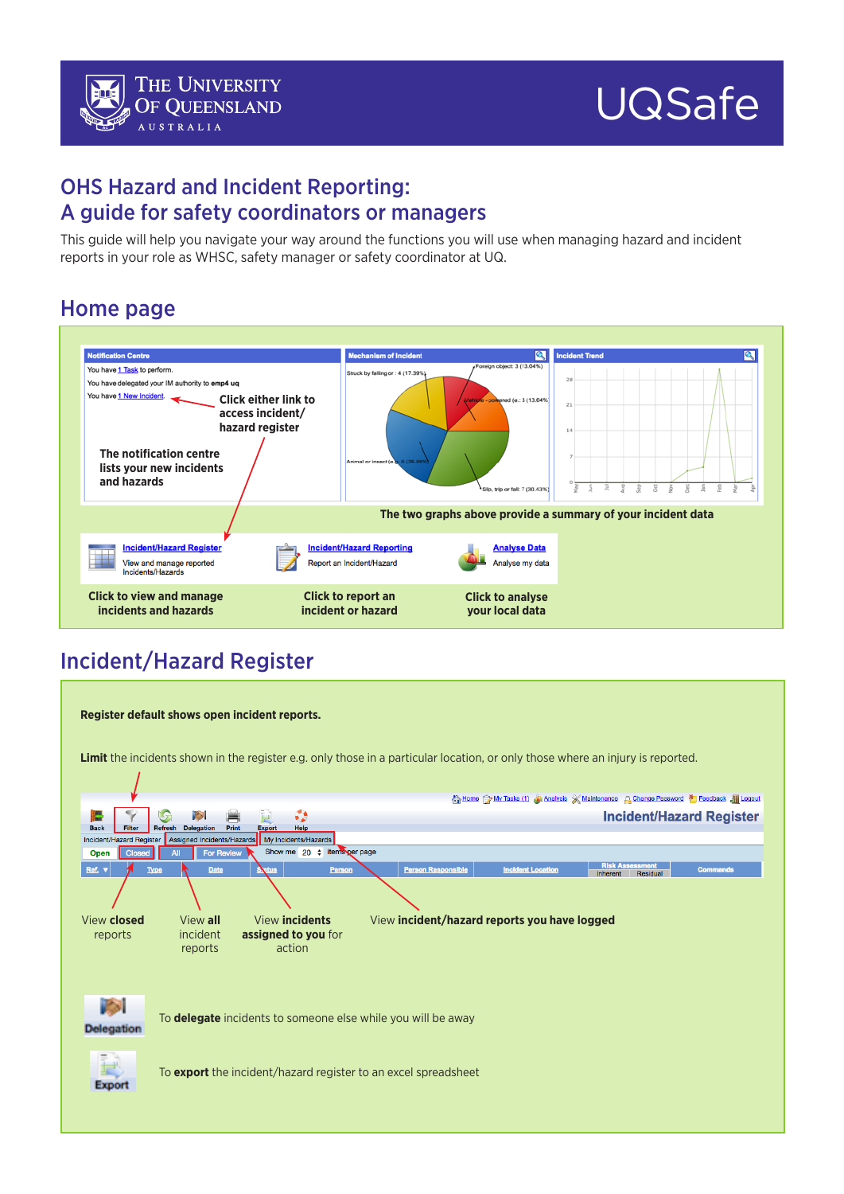The University of Queensland Australia

UQSafe

# OHS Hazard and Incident Reporting: A guide for safety coordinators or managers

This guide will help you navigate your way around the functions you will use when managing hazard and incident reports in your role as WHSC, safety manager or safety coordinator at UQ.

## Home page

Click either link to access incident/hazard register

The notification centre lists your new incidents and hazards

The two graphs above provide a summary of your incident data

Click to view and manage incidents and hazards

Click to report an incident or hazard

Click to analyse your local data

## Incident/Hazard Register

**Register default shows open incident reports.**

**Limit** the incidents shown in the register e.g. only those in a particular location, or only those where an injury is reported.

View **closed** reports

View **all** incident reports

View **incidents assigned to you** for action

View **incident/hazard reports you have logged**

To **delegate** incidents to someone else while you will be away

To **export** the incident/hazard register to an excel spreadsheet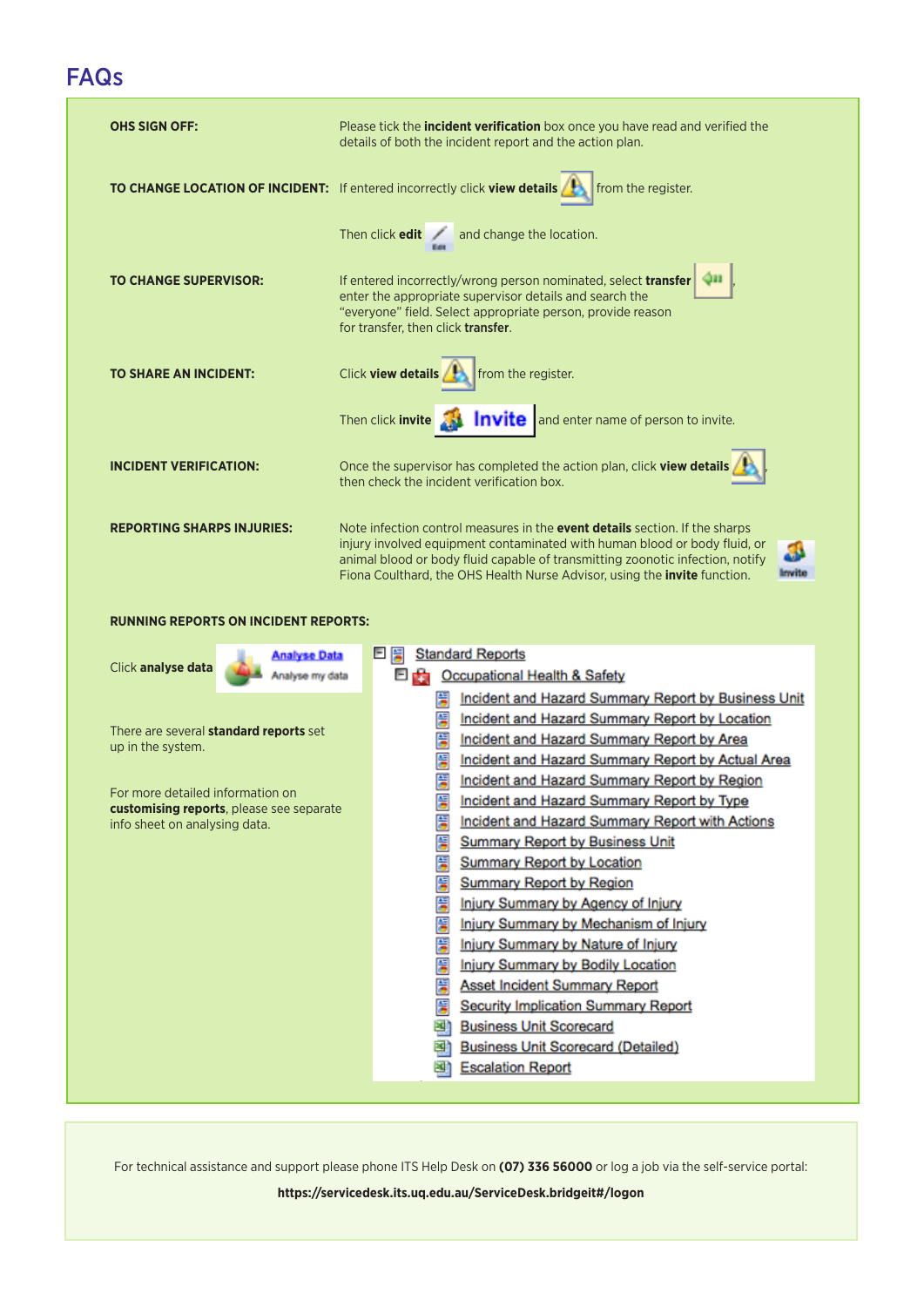## FAQs

**OHS SIGN OFF:** Please tick the **incident verification** box once you have read and verified the details of both the incident report and the action plan.

**TO CHANGE LOCATION OF INCIDENT:** If entered incorrectly click **view details** from the register.

Then click **edit** and change the location.

**TO CHANGE SUPERVISOR:** If entered incorrectly/wrong person nominated, select **transfer**, enter the appropriate supervisor details and search the "everyone" field. Select appropriate person, provide reason for transfer, then click **transfer**.

**TO SHARE AN INCIDENT:** Click **view details** from the register.

Then click **invite** and enter name of person to invite.

**INCIDENT VERIFICATION:** Once the supervisor has completed the action plan, click **view details** then check the incident verification box.

**REPORTING SHARPS INJURIES:** Note infection control measures in the **event details** section. If the sharps injury involved equipment contaminated with human blood or body fluid, or animal blood or body fluid capable of transmitting zoonotic infection, notify Fiona Coulthard, the OHS Health Nurse Advisor, using the **invite** function.

**RUNNING REPORTS ON INCIDENT REPORTS:**

Click **analyse data**

There are several **standard reports** set up in the system.

For more detailed information on **customising reports**, please see separate info sheet on analysing data.

- Standard Reports
  - Occupational Health & Safety
    - Incident and Hazard Summary Report by Business Unit
    - Incident and Hazard Summary Report by Location
    - Incident and Hazard Summary Report by Area
    - Incident and Hazard Summary Report by Actual Area
    - Incident and Hazard Summary Report by Region
    - Incident and Hazard Summary Report by Type
    - Incident and Hazard Summary Report with Actions
    - Summary Report by Business Unit
    - Summary Report by Location
    - Summary Report by Region
    - Injury Summary by Agency of Injury
    - Injury Summary by Mechanism of Injury
    - Injury Summary by Nature of Injury
    - Injury Summary by Bodily Location
    - Asset Incident Summary Report
    - Security Implication Summary Report
    - Business Unit Scorecard
    - Business Unit Scorecard (Detailed)
    - Escalation Report

For technical assistance and support please phone ITS Help Desk on **(07) 336 56000** or log a job via the self-service portal:

**https://servicedesk.its.uq.edu.au/ServiceDesk.bridgeit#/logon**